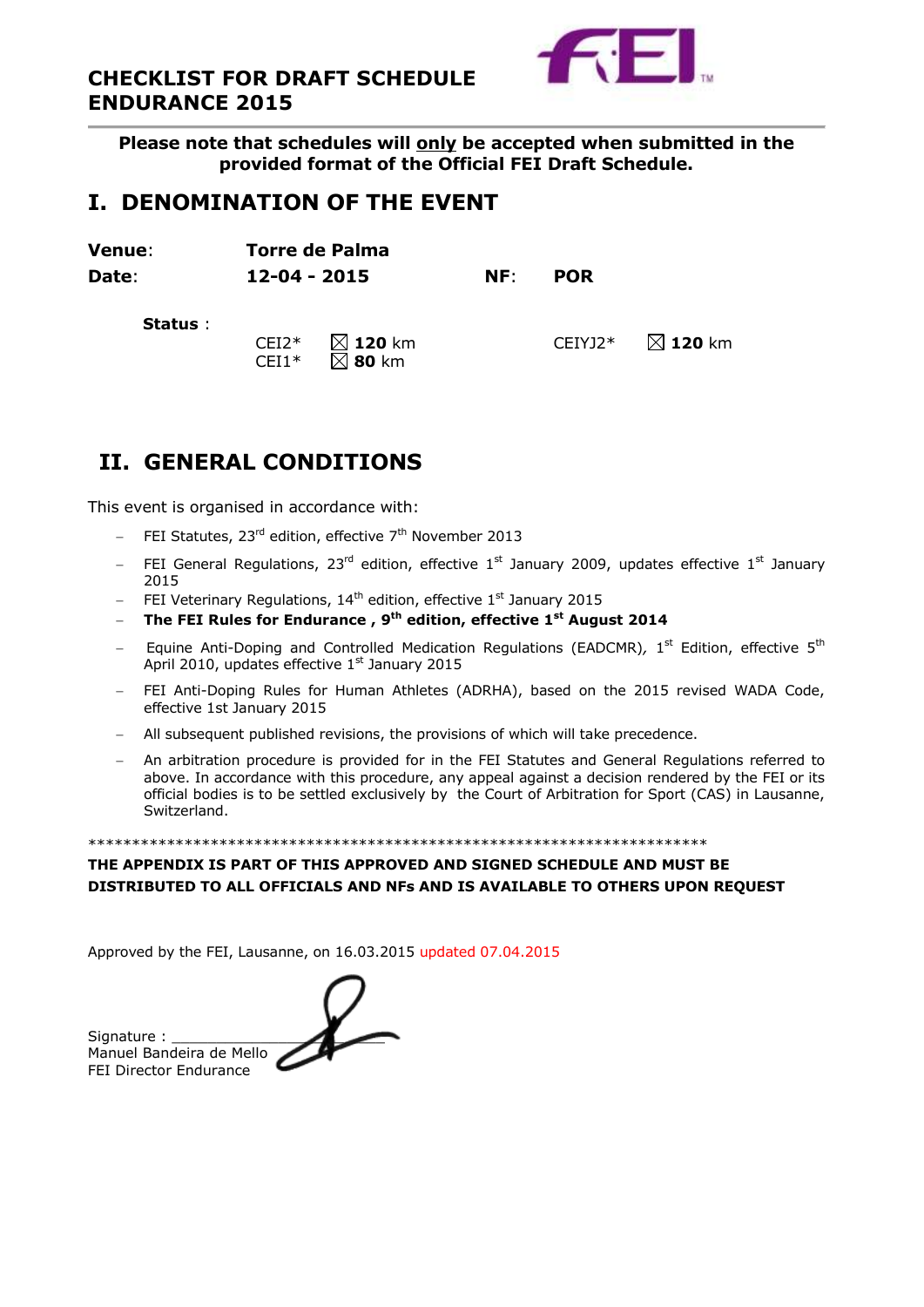# CHECKLIST FOR DRAFT SCHEDULE ENDURANCE 2015

**Please note that schedules will <u>only</u> be accepted when submitted in the provided format of the Official FEI Draft Schedule.**

## I. DENOMINATION OF THE EVENT

**Venue**: **Torre de Palma**

**Date**: **12-04 - 2015** **NF**: **POR**

**Status** :

| | | | |
|---|---|---|---|
| CEI2* | ☒ **120** km | CEIYJ2* | ☒ **120** km |
| CEI1* | ☒ **80** km | | |

## II. GENERAL CONDITIONS

This event is organised in accordance with:

- FEI Statutes, 23rd edition, effective 7th November 2013
- FEI General Regulations, 23rd edition, effective 1st January 2009, updates effective 1st January 2015
- FEI Veterinary Regulations, 14th edition, effective 1st January 2015
- **The FEI Rules for Endurance , 9th edition, effective 1st August 2014**
- Equine Anti-Doping and Controlled Medication Regulations (EADCMR), 1st Edition, effective 5th April 2010, updates effective 1st January 2015
- FEI Anti-Doping Rules for Human Athletes (ADRHA), based on the 2015 revised WADA Code, effective 1st January 2015
- All subsequent published revisions, the provisions of which will take precedence.
- An arbitration procedure is provided for in the FEI Statutes and General Regulations referred to above. In accordance with this procedure, any appeal against a decision rendered by the FEI or its official bodies is to be settled exclusively by the Court of Arbitration for Sport (CAS) in Lausanne, Switzerland.

**************************************************************************

**THE APPENDIX IS PART OF THIS APPROVED AND SIGNED SCHEDULE AND MUST BE DISTRIBUTED TO ALL OFFICIALS AND NFs AND IS AVAILABLE TO OTHERS UPON REQUEST**

Approved by the FEI, Lausanne, on 16.03.2015 updated 07.04.2015

Signature : ______________________

Manuel Bandeira de Mello

FEI Director Endurance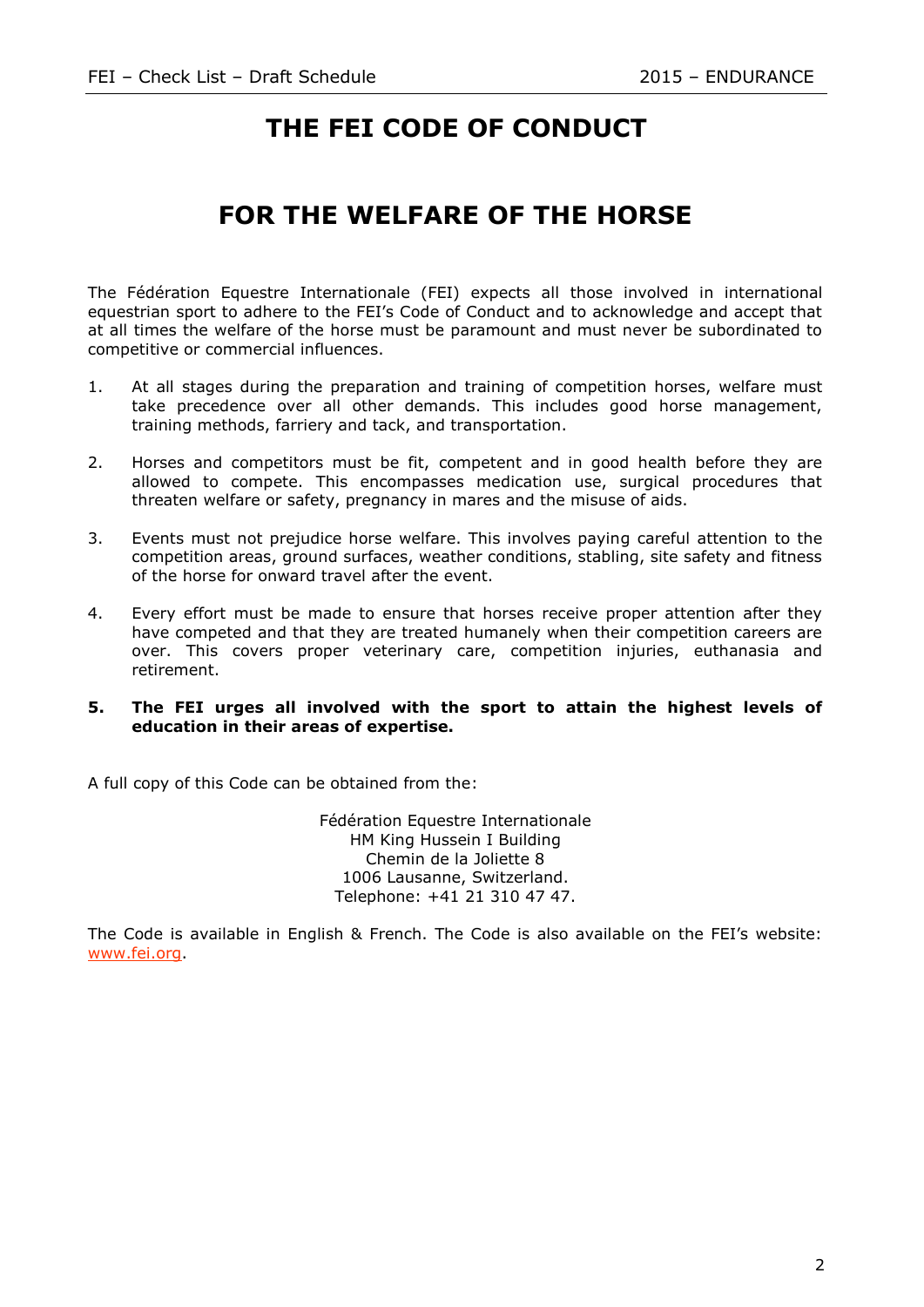# THE FEI CODE OF CONDUCT

# FOR THE WELFARE OF THE HORSE

The Fédération Equestre Internationale (FEI) expects all those involved in international equestrian sport to adhere to the FEI's Code of Conduct and to acknowledge and accept that at all times the welfare of the horse must be paramount and must never be subordinated to competitive or commercial influences.

1. At all stages during the preparation and training of competition horses, welfare must take precedence over all other demands. This includes good horse management, training methods, farriery and tack, and transportation.

2. Horses and competitors must be fit, competent and in good health before they are allowed to compete. This encompasses medication use, surgical procedures that threaten welfare or safety, pregnancy in mares and the misuse of aids.

3. Events must not prejudice horse welfare. This involves paying careful attention to the competition areas, ground surfaces, weather conditions, stabling, site safety and fitness of the horse for onward travel after the event.

4. Every effort must be made to ensure that horses receive proper attention after they have competed and that they are treated humanely when their competition careers are over. This covers proper veterinary care, competition injuries, euthanasia and retirement.

5. **The FEI urges all involved with the sport to attain the highest levels of education in their areas of expertise.**

A full copy of this Code can be obtained from the:

Fédération Equestre Internationale
HM King Hussein I Building
Chemin de la Joliette 8
1006 Lausanne, Switzerland.
Telephone: +41 21 310 47 47.

The Code is available in English & French. The Code is also available on the FEI's website: www.fei.org.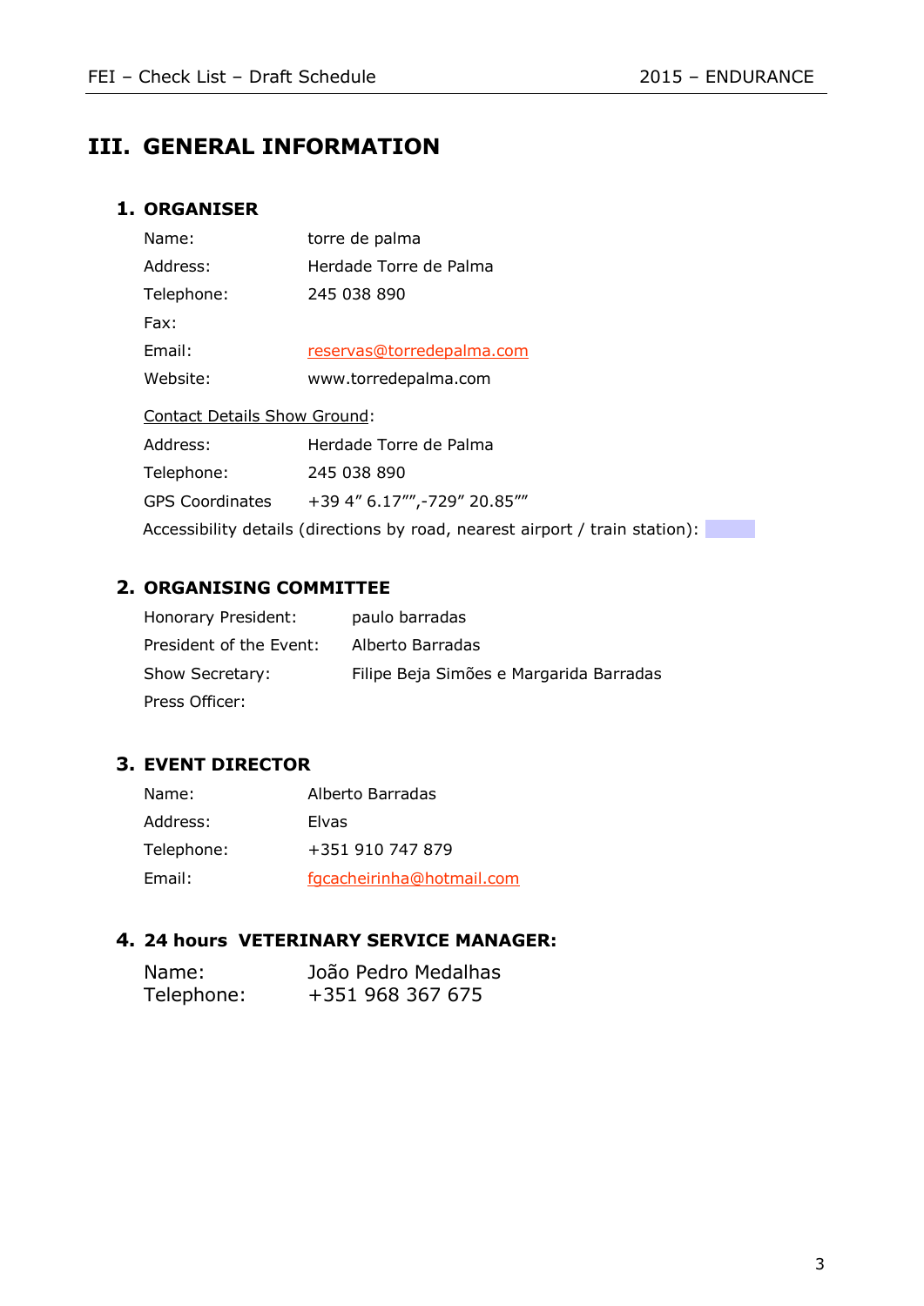# III. GENERAL INFORMATION

## 1. ORGANISER

Name: torre de palma

Address: Herdade Torre de Palma

Telephone: 245 038 890

Fax:

Email: reservas@torredepalma.com

Website: www.torredepalma.com

Contact Details Show Ground:

Address: Herdade Torre de Palma

Telephone: 245 038 890

GPS Coordinates +39 4" 6.17"",-729" 20.85""

Accessibility details (directions by road, nearest airport / train station):

## 2. ORGANISING COMMITTEE

Honorary President: paulo barradas

President of the Event: Alberto Barradas

Show Secretary: Filipe Beja Simões e Margarida Barradas

Press Officer:

## 3. EVENT DIRECTOR

Name: Alberto Barradas

Address: Elvas

Telephone: +351 910 747 879

Email: fgcacheirinha@hotmail.com

## 4. 24 hours VETERINARY SERVICE MANAGER:

Name: João Pedro Medalhas

Telephone: +351 968 367 675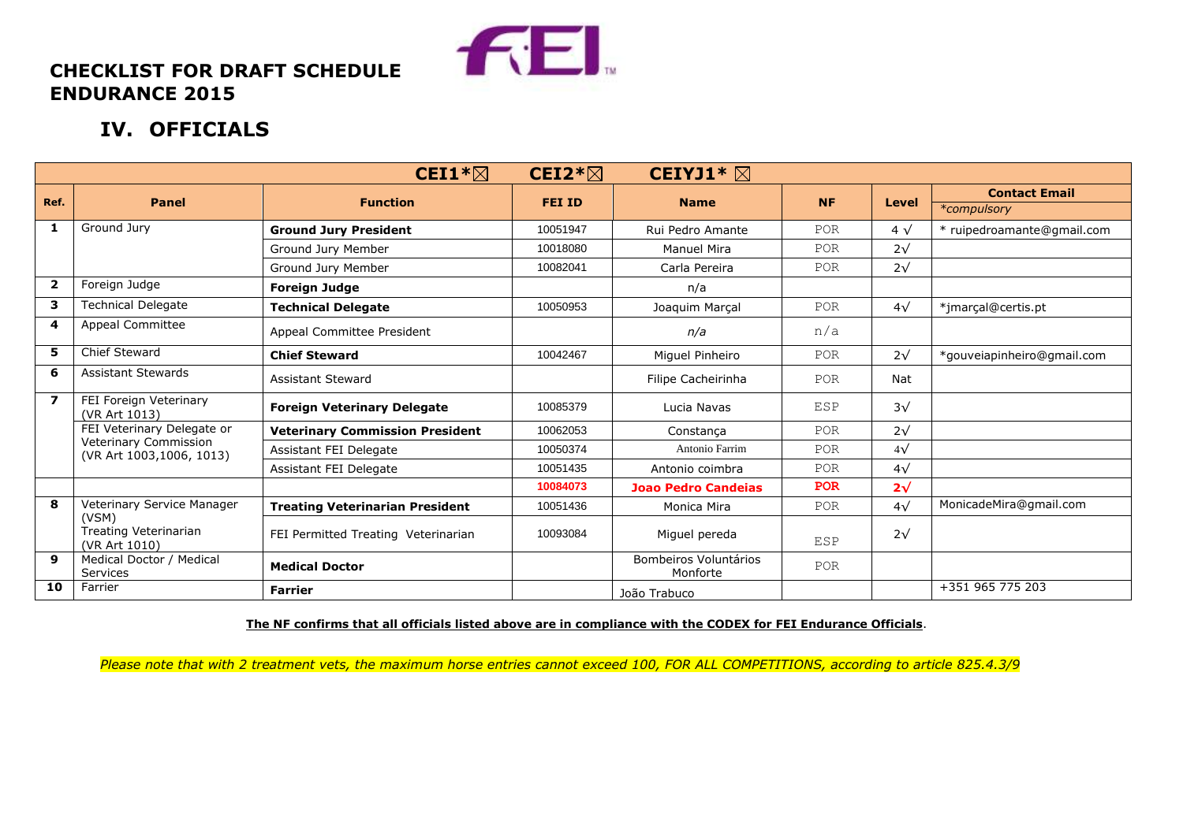# CHECKLIST FOR DRAFT SCHEDULE ENDURANCE 2015

## IV. OFFICIALS

| CEI1*☒ CEI2*☒ CEIYJ1* ☒ | | | | | | | |
|---|---|---|---|---|---|---|---|
| **Ref.** | **Panel** | **Function** | **FEI ID** | **Name** | **NF** | **Level** | **Contact Email** *\*compulsory* |
| **1** | Ground Jury | **Ground Jury President** | 10051947 | Rui Pedro Amante | POR | 4 √ | * ruipedroamante@gmail.com |
| | | Ground Jury Member | 10018080 | Manuel Mira | POR | 2√ | |
| | | Ground Jury Member | 10082041 | Carla Pereira | POR | 2√ | |
| **2** | Foreign Judge | **Foreign Judge** | | n/a | | | |
| **3** | Technical Delegate | **Technical Delegate** | 10050953 | Joaquim Marçal | POR | 4√ | *jmarçal@certis.pt |
| **4** | Appeal Committee | Appeal Committee President | | *n/a* | n/a | | |
| **5** | Chief Steward | **Chief Steward** | 10042467 | Miguel Pinheiro | POR | 2√ | *gouveiapinheiro@gmail.com |
| **6** | Assistant Stewards | Assistant Steward | | Filipe Cacheirinha | POR | Nat | |
| **7** | FEI Foreign Veterinary (VR Art 1013) | **Foreign Veterinary Delegate** | 10085379 | Lucia Navas | ESP | 3√ | |
| | FEI Veterinary Delegate or Veterinary Commission (VR Art 1003,1006, 1013) | **Veterinary Commission President** | 10062053 | Constança | POR | 2√ | |
| | | Assistant FEI Delegate | 10050374 | Antonio Farrim | POR | 4√ | |
| | | Assistant FEI Delegate | 10051435 | Antonio coimbra | POR | 4√ | |
| | | | **10084073** | **Joao Pedro Candeias** | **POR** | **2√** | |
| **8** | Veterinary Service Manager (VSM) Treating Veterinarian (VR Art 1010) | **Treating Veterinarian President** | 10051436 | Monica Mira | POR | 4√ | MonicadeMira@gmail.com |
| | | FEI Permitted Treating Veterinarian | 10093084 | Miguel pereda | ESP | 2√ | |
| **9** | Medical Doctor / Medical Services | **Medical Doctor** | | Bombeiros Voluntários Monforte | POR | | |
| **10** | Farrier | **Farrier** | | João Trabuco | | | +351 965 775 203 |

**The NF confirms that all officials listed above are in compliance with the CODEX for FEI Endurance Officials**.

*Please note that with 2 treatment vets, the maximum horse entries cannot exceed 100, FOR ALL COMPETITIONS, according to article 825.4.3/9*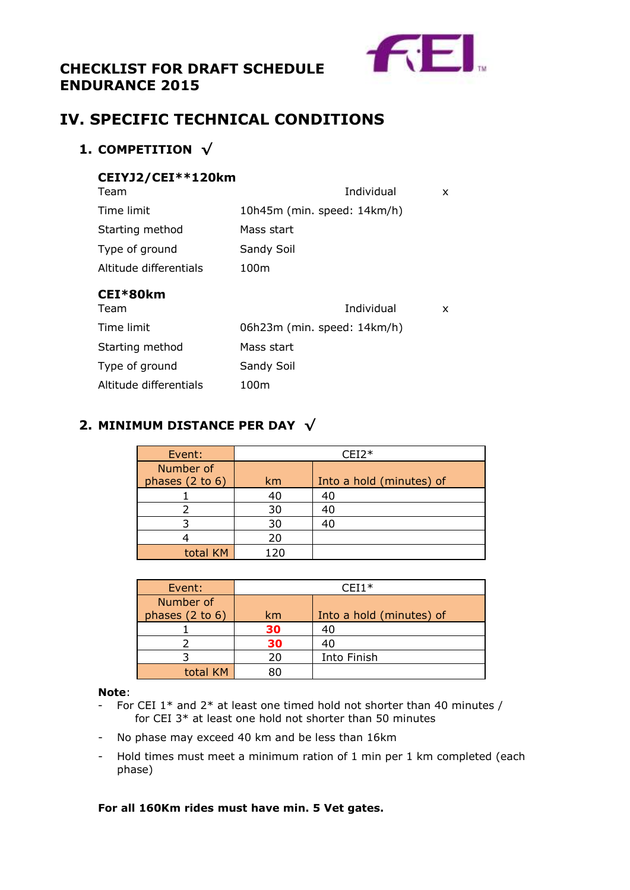**CHECKLIST FOR DRAFT SCHEDULE ENDURANCE 2015**

# IV. SPECIFIC TECHNICAL CONDITIONS

## 1. COMPETITION √

**CEIYJ2/CEI**120km**

| | | |
|---|---|---|
| Team | Individual | x |
| Time limit | 10h45m (min. speed: 14km/h) | |
| Starting method | Mass start | |
| Type of ground | Sandy Soil | |
| Altitude differentials | 100m | |

**CEI*80km**

| | | |
|---|---|---|
| Team | Individual | x |
| Time limit | 06h23m (min. speed: 14km/h) | |
| Starting method | Mass start | |
| Type of ground | Sandy Soil | |
| Altitude differentials | 100m | |

## 2. MINIMUM DISTANCE PER DAY √

| Event: | CEI2* | |
|---|---|---|
| Number of phases (2 to 6) | km | Into a hold (minutes) of |
| 1 | 40 | 40 |
| 2 | 30 | 40 |
| 3 | 30 | 40 |
| 4 | 20 | |
| total KM | 120 | |

| Event: | CEI1* | |
|---|---|---|
| Number of phases (2 to 6) | km | Into a hold (minutes) of |
| 1 | **30** | 40 |
| 2 | **30** | 40 |
| 3 | 20 | Into Finish |
| total KM | 80 | |

**Note**:

- For CEI 1* and 2* at least one timed hold not shorter than 40 minutes / for CEI 3* at least one hold not shorter than 50 minutes
- No phase may exceed 40 km and be less than 16km
- Hold times must meet a minimum ration of 1 min per 1 km completed (each phase)

**For all 160Km rides must have min. 5 Vet gates.**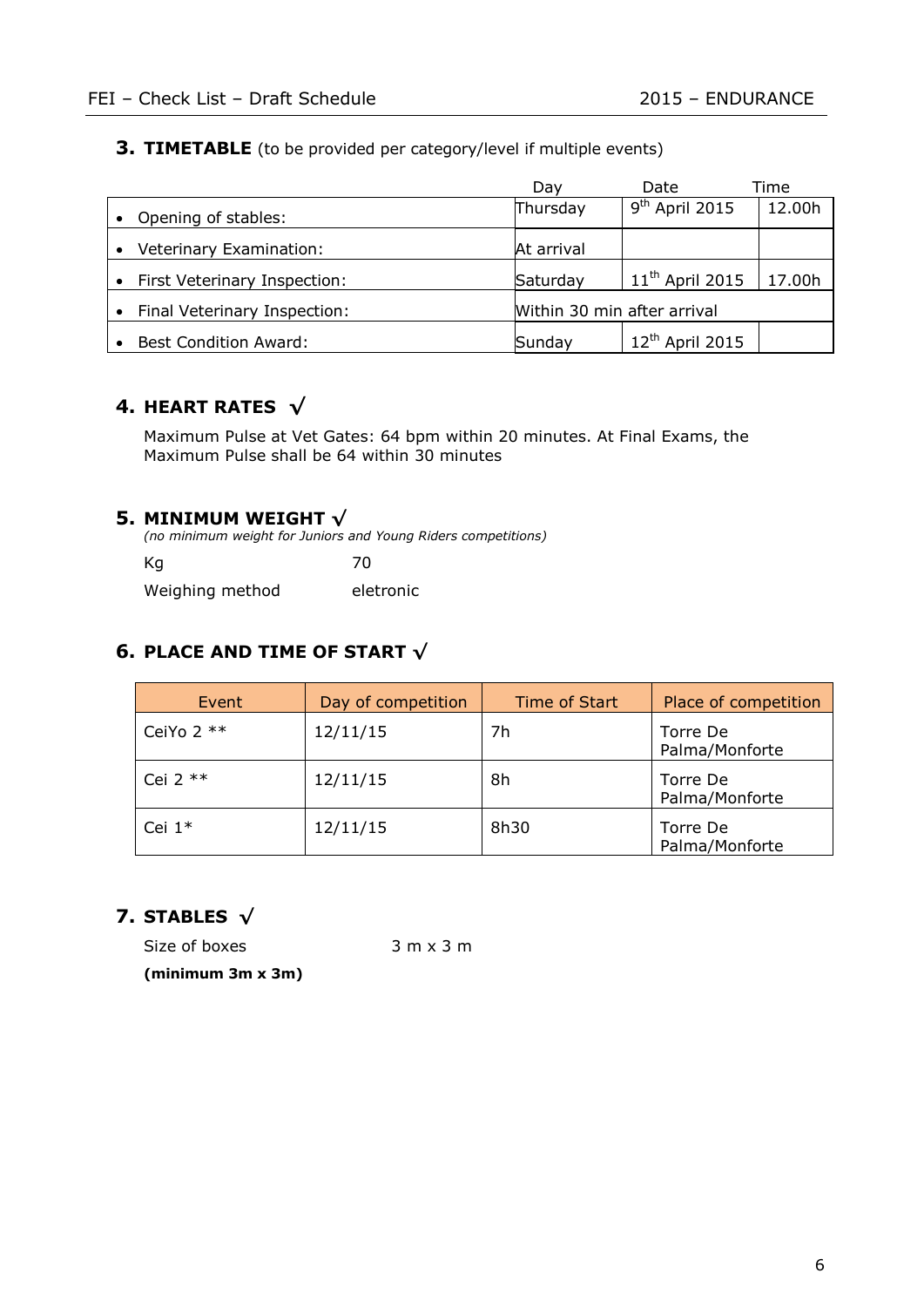## 3. TIMETABLE (to be provided per category/level if multiple events)

| | Day | Date | Time |
|---|---|---|---|
| • Opening of stables: | Thursday | 9th April 2015 | 12.00h |
| • Veterinary Examination: | At arrival | | |
| • First Veterinary Inspection: | Saturday | 11th April 2015 | 17.00h |
| • Final Veterinary Inspection: | Within 30 min after arrival | | |
| • Best Condition Award: | Sunday | 12th April 2015 | |

## 4. HEART RATES √

Maximum Pulse at Vet Gates: 64 bpm within 20 minutes. At Final Exams, the Maximum Pulse shall be 64 within 30 minutes

## 5. MINIMUM WEIGHT √

*(no minimum weight for Juniors and Young Riders competitions)*

| | |
|---|---|
| Kg | 70 |
| Weighing method | eletronic |

## 6. PLACE AND TIME OF START √

| Event | Day of competition | Time of Start | Place of competition |
|---|---|---|---|
| CeiYo 2 ** | 12/11/15 | 7h | Torre De Palma/Monforte |
| Cei 2 ** | 12/11/15 | 8h | Torre De Palma/Monforte |
| Cei 1* | 12/11/15 | 8h30 | Torre De Palma/Monforte |

## 7. STABLES √

Size of boxes 3 m x 3 m

**(minimum 3m x 3m)**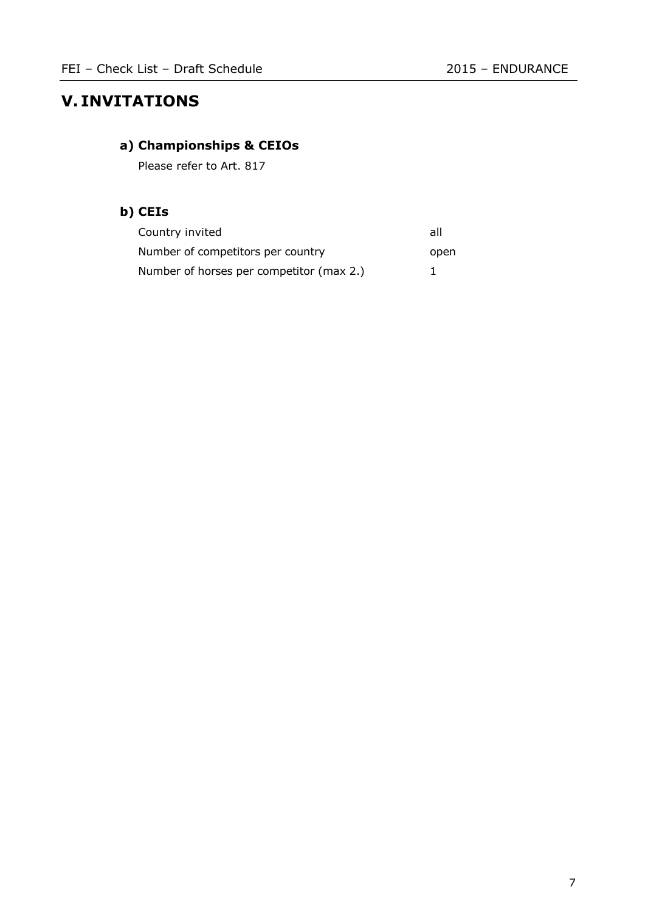# V. INVITATIONS

## a) Championships & CEIOs

Please refer to Art. 817

## b) CEIs

| | |
|---|---|
| Country invited | all |
| Number of competitors per country | open |
| Number of horses per competitor (max 2.) | 1 |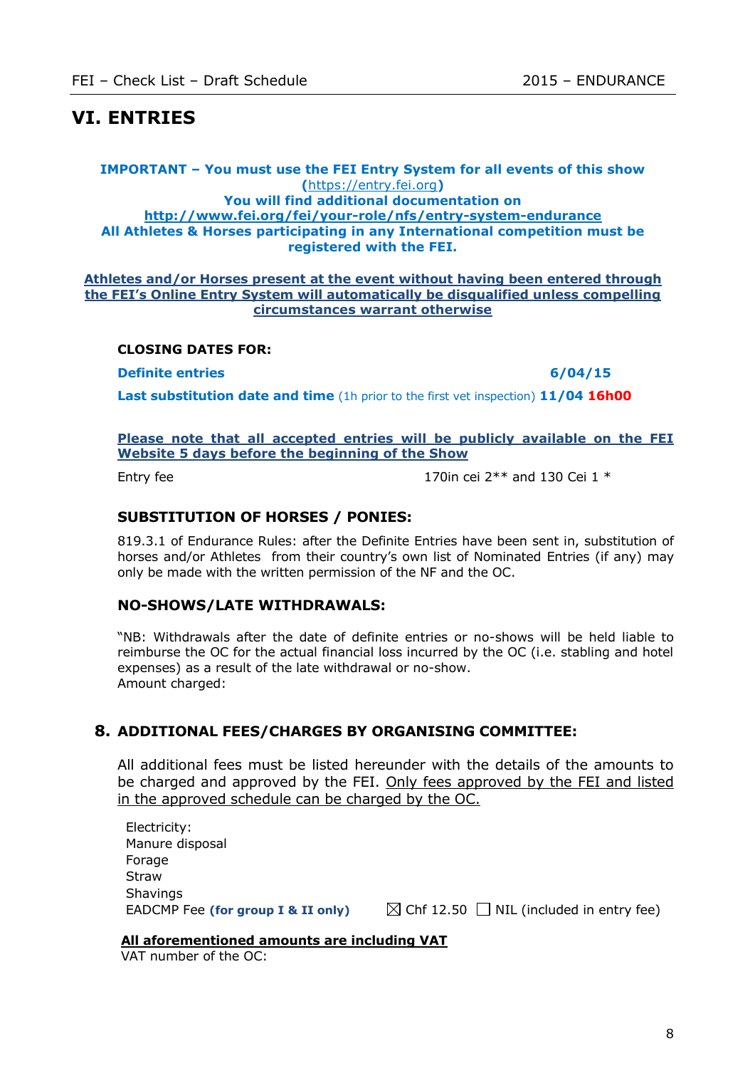# VI. ENTRIES

**IMPORTANT – You must use the FEI Entry System for all events of this show (https://entry.fei.org)**
**You will find additional documentation on http://www.fei.org/fei/your-role/nfs/entry-system-endurance**
**All Athletes & Horses participating in any International competition must be registered with the FEI.**

**Athletes and/or Horses present at the event without having been entered through the FEI's Online Entry System will automatically be disqualified unless compelling circumstances warrant otherwise**

**CLOSING DATES FOR:**

**Definite entries** **6/04/15**

**Last substitution date and time** (1h prior to the first vet inspection) **11/04 16h00**

**Please note that all accepted entries will be publicly available on the FEI Website 5 days before the beginning of the Show**

Entry fee 170in cei 2** and 130 Cei 1 *

### SUBSTITUTION OF HORSES / PONIES:

819.3.1 of Endurance Rules: after the Definite Entries have been sent in, substitution of horses and/or Athletes from their country's own list of Nominated Entries (if any) may only be made with the written permission of the NF and the OC.

### NO-SHOWS/LATE WITHDRAWALS:

"NB: Withdrawals after the date of definite entries or no-shows will be held liable to reimburse the OC for the actual financial loss incurred by the OC (i.e. stabling and hotel expenses) as a result of the late withdrawal or no-show.
Amount charged:

### 8. ADDITIONAL FEES/CHARGES BY ORGANISING COMMITTEE:

All additional fees must be listed hereunder with the details of the amounts to be charged and approved by the FEI. Only fees approved by the FEI and listed in the approved schedule can be charged by the OC.

Electricity:
Manure disposal
Forage
Straw
Shavings
EADCMP Fee **(for group I & II only)** ☒ Chf 12.50 ☐ NIL (included in entry fee)

**All aforementioned amounts are including VAT**
VAT number of the OC: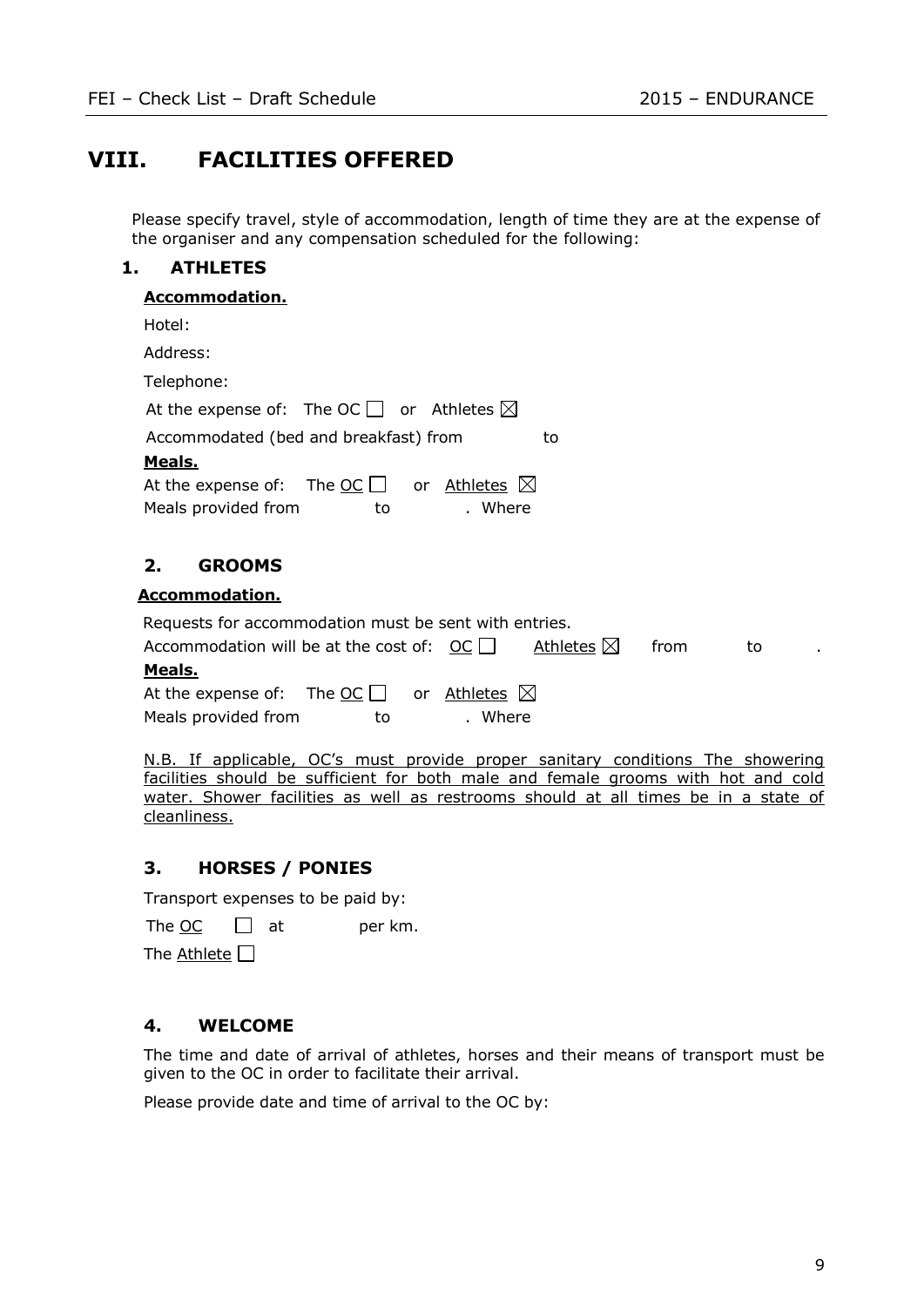# VIII. FACILITIES OFFERED

Please specify travel, style of accommodation, length of time they are at the expense of the organiser and any compensation scheduled for the following:

## 1. ATHLETES

**Accommodation.**

Hotel:

Address:

Telephone:

At the expense of: The OC ☐ or Athletes ☒

Accommodated (bed and breakfast) from to

**Meals.**

At the expense of: The OC ☐ or Athletes ☒

Meals provided from to . Where

## 2. GROOMS

**Accommodation.**

Requests for accommodation must be sent with entries.

Accommodation will be at the cost of: OC ☐ Athletes ☒ from to .

**Meals.**

At the expense of: The OC ☐ or Athletes ☒

Meals provided from to . Where

N.B. If applicable, OC's must provide proper sanitary conditions The showering facilities should be sufficient for both male and female grooms with hot and cold water. Shower facilities as well as restrooms should at all times be in a state of cleanliness.

## 3. HORSES / PONIES

Transport expenses to be paid by:

The OC ☐ at per km.

The Athlete ☐

## 4. WELCOME

The time and date of arrival of athletes, horses and their means of transport must be given to the OC in order to facilitate their arrival.

Please provide date and time of arrival to the OC by: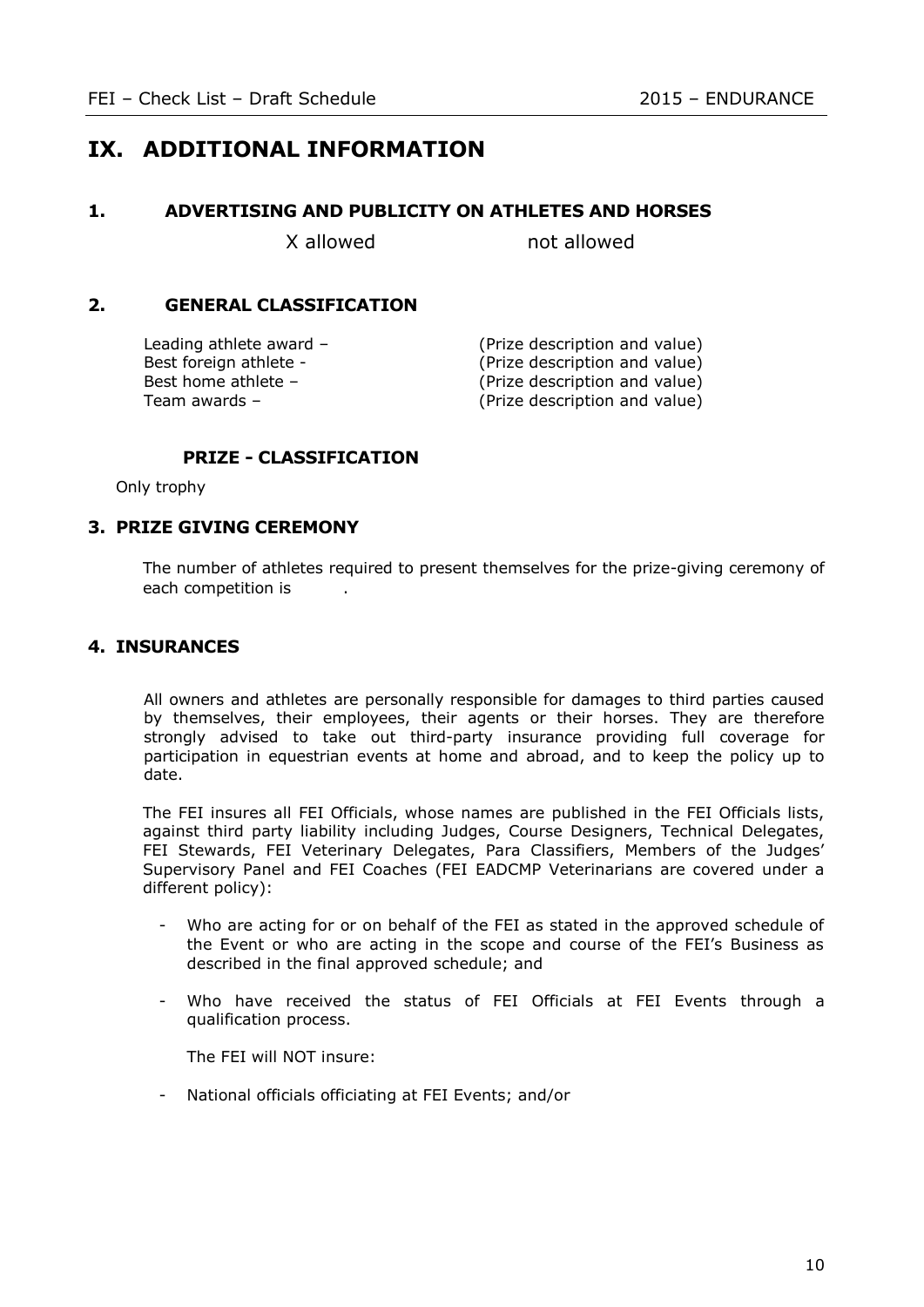# IX. ADDITIONAL INFORMATION

## 1. ADVERTISING AND PUBLICITY ON ATHLETES AND HORSES

X allowed not allowed

## 2. GENERAL CLASSIFICATION

Leading athlete award – (Prize description and value)
Best foreign athlete - (Prize description and value)
Best home athlete – (Prize description and value)
Team awards – (Prize description and value)

### PRIZE - CLASSIFICATION

Only trophy

## 3. PRIZE GIVING CEREMONY

The number of athletes required to present themselves for the prize-giving ceremony of each competition is .

## 4. INSURANCES

All owners and athletes are personally responsible for damages to third parties caused by themselves, their employees, their agents or their horses. They are therefore strongly advised to take out third-party insurance providing full coverage for participation in equestrian events at home and abroad, and to keep the policy up to date.

The FEI insures all FEI Officials, whose names are published in the FEI Officials lists, against third party liability including Judges, Course Designers, Technical Delegates, FEI Stewards, FEI Veterinary Delegates, Para Classifiers, Members of the Judges' Supervisory Panel and FEI Coaches (FEI EADCMP Veterinarians are covered under a different policy):

- Who are acting for or on behalf of the FEI as stated in the approved schedule of the Event or who are acting in the scope and course of the FEI's Business as described in the final approved schedule; and
- Who have received the status of FEI Officials at FEI Events through a qualification process.

The FEI will NOT insure:

- National officials officiating at FEI Events; and/or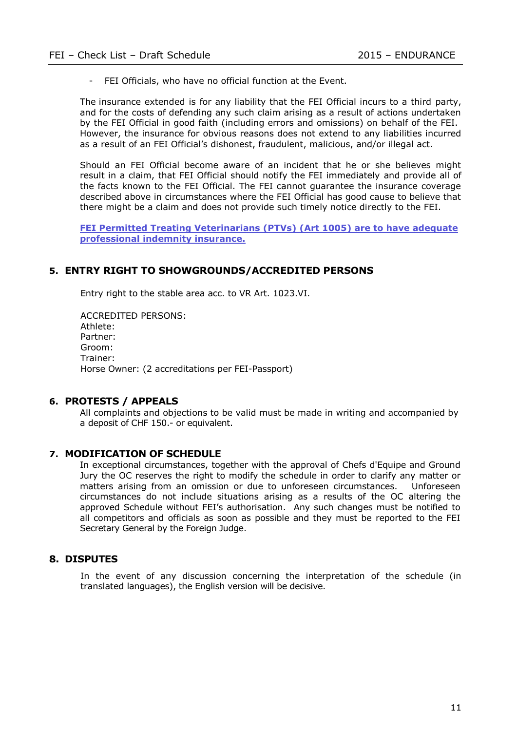- FEI Officials, who have no official function at the Event.

The insurance extended is for any liability that the FEI Official incurs to a third party, and for the costs of defending any such claim arising as a result of actions undertaken by the FEI Official in good faith (including errors and omissions) on behalf of the FEI. However, the insurance for obvious reasons does not extend to any liabilities incurred as a result of an FEI Official's dishonest, fraudulent, malicious, and/or illegal act.

Should an FEI Official become aware of an incident that he or she believes might result in a claim, that FEI Official should notify the FEI immediately and provide all of the facts known to the FEI Official. The FEI cannot guarantee the insurance coverage described above in circumstances where the FEI Official has good cause to believe that there might be a claim and does not provide such timely notice directly to the FEI.

**FEI Permitted Treating Veterinarians (PTVs) (Art 1005) are to have adequate professional indemnity insurance.**

## 5. ENTRY RIGHT TO SHOWGROUNDS/ACCREDITED PERSONS

Entry right to the stable area acc. to VR Art. 1023.VI.

ACCREDITED PERSONS:
Athlete:
Partner:
Groom:
Trainer:
Horse Owner: (2 accreditations per FEI-Passport)

## 6. PROTESTS / APPEALS

All complaints and objections to be valid must be made in writing and accompanied by a deposit of CHF 150.- or equivalent.

## 7. MODIFICATION OF SCHEDULE

In exceptional circumstances, together with the approval of Chefs d'Equipe and Ground Jury the OC reserves the right to modify the schedule in order to clarify any matter or matters arising from an omission or due to unforeseen circumstances. Unforeseen circumstances do not include situations arising as a results of the OC altering the approved Schedule without FEI's authorisation. Any such changes must be notified to all competitors and officials as soon as possible and they must be reported to the FEI Secretary General by the Foreign Judge.

## 8. DISPUTES

In the event of any discussion concerning the interpretation of the schedule (in translated languages), the English version will be decisive.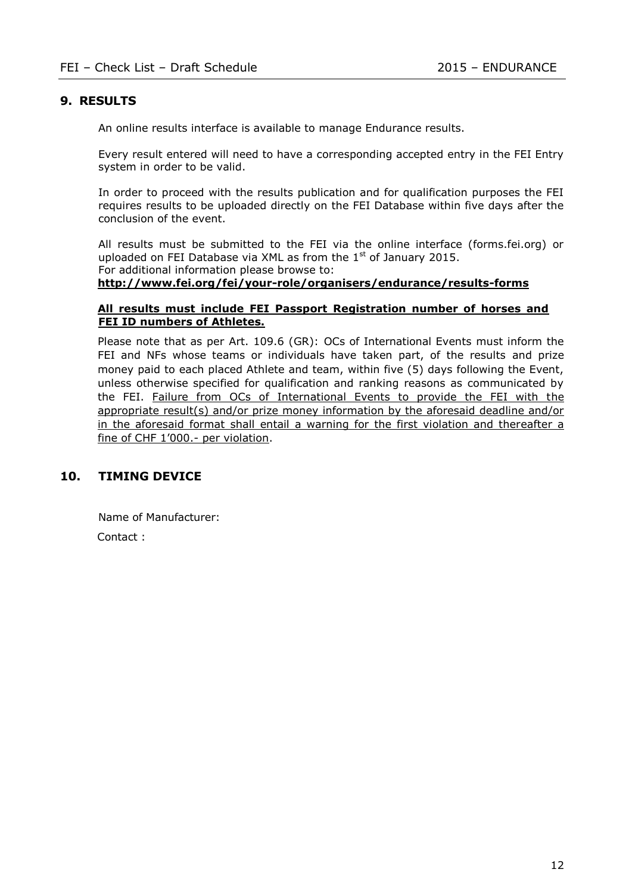## 9. RESULTS

An online results interface is available to manage Endurance results.

Every result entered will need to have a corresponding accepted entry in the FEI Entry system in order to be valid.

In order to proceed with the results publication and for qualification purposes the FEI requires results to be uploaded directly on the FEI Database within five days after the conclusion of the event.

All results must be submitted to the FEI via the online interface (forms.fei.org) or uploaded on FEI Database via XML as from the 1st of January 2015.
For additional information please browse to:
**http://www.fei.org/fei/your-role/organisers/endurance/results-forms**

**All results must include FEI Passport Registration number of horses and FEI ID numbers of Athletes.**

Please note that as per Art. 109.6 (GR): OCs of International Events must inform the FEI and NFs whose teams or individuals have taken part, of the results and prize money paid to each placed Athlete and team, within five (5) days following the Event, unless otherwise specified for qualification and ranking reasons as communicated by the FEI. Failure from OCs of International Events to provide the FEI with the appropriate result(s) and/or prize money information by the aforesaid deadline and/or in the aforesaid format shall entail a warning for the first violation and thereafter a fine of CHF 1'000.- per violation.

## 10. TIMING DEVICE

Name of Manufacturer:

Contact :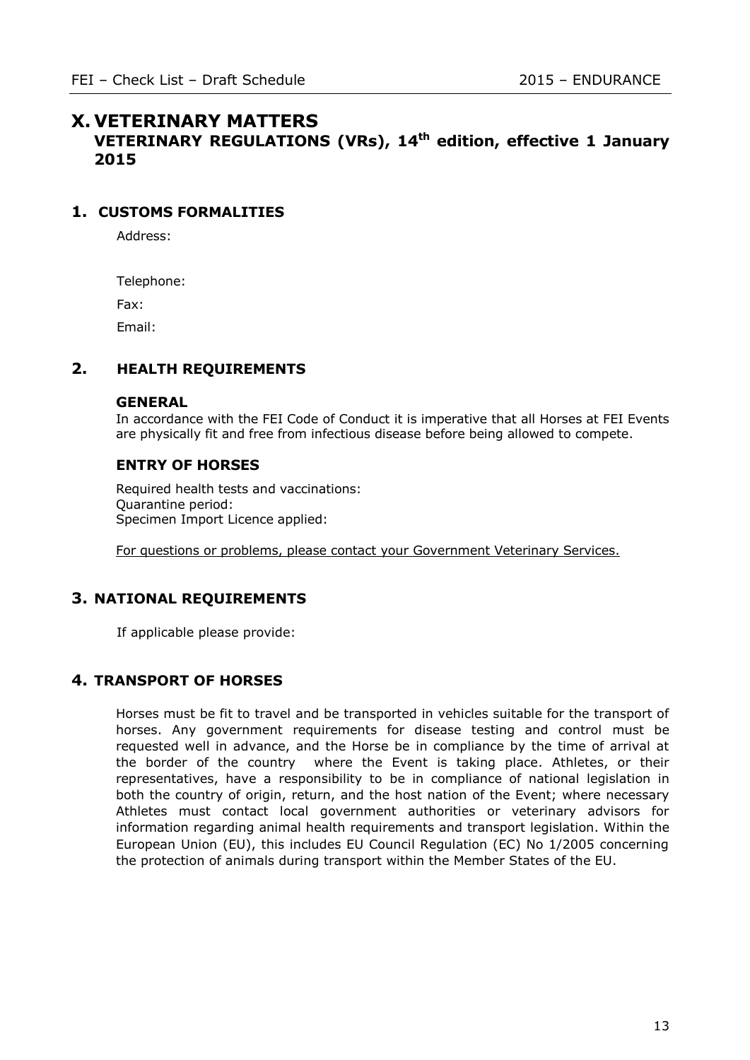# X. VETERINARY MATTERS

## VETERINARY REGULATIONS (VRs), 14th edition, effective 1 January 2015

### 1. CUSTOMS FORMALITIES

Address:

Telephone:

Fax:

Email:

### 2. HEALTH REQUIREMENTS

**GENERAL**

In accordance with the FEI Code of Conduct it is imperative that all Horses at FEI Events are physically fit and free from infectious disease before being allowed to compete.

**ENTRY OF HORSES**

Required health tests and vaccinations:
Quarantine period:
Specimen Import Licence applied:

For questions or problems, please contact your Government Veterinary Services.

### 3. NATIONAL REQUIREMENTS

If applicable please provide:

### 4. TRANSPORT OF HORSES

Horses must be fit to travel and be transported in vehicles suitable for the transport of horses. Any government requirements for disease testing and control must be requested well in advance, and the Horse be in compliance by the time of arrival at the border of the country where the Event is taking place. Athletes, or their representatives, have a responsibility to be in compliance of national legislation in both the country of origin, return, and the host nation of the Event; where necessary Athletes must contact local government authorities or veterinary advisors for information regarding animal health requirements and transport legislation. Within the European Union (EU), this includes EU Council Regulation (EC) No 1/2005 concerning the protection of animals during transport within the Member States of the EU.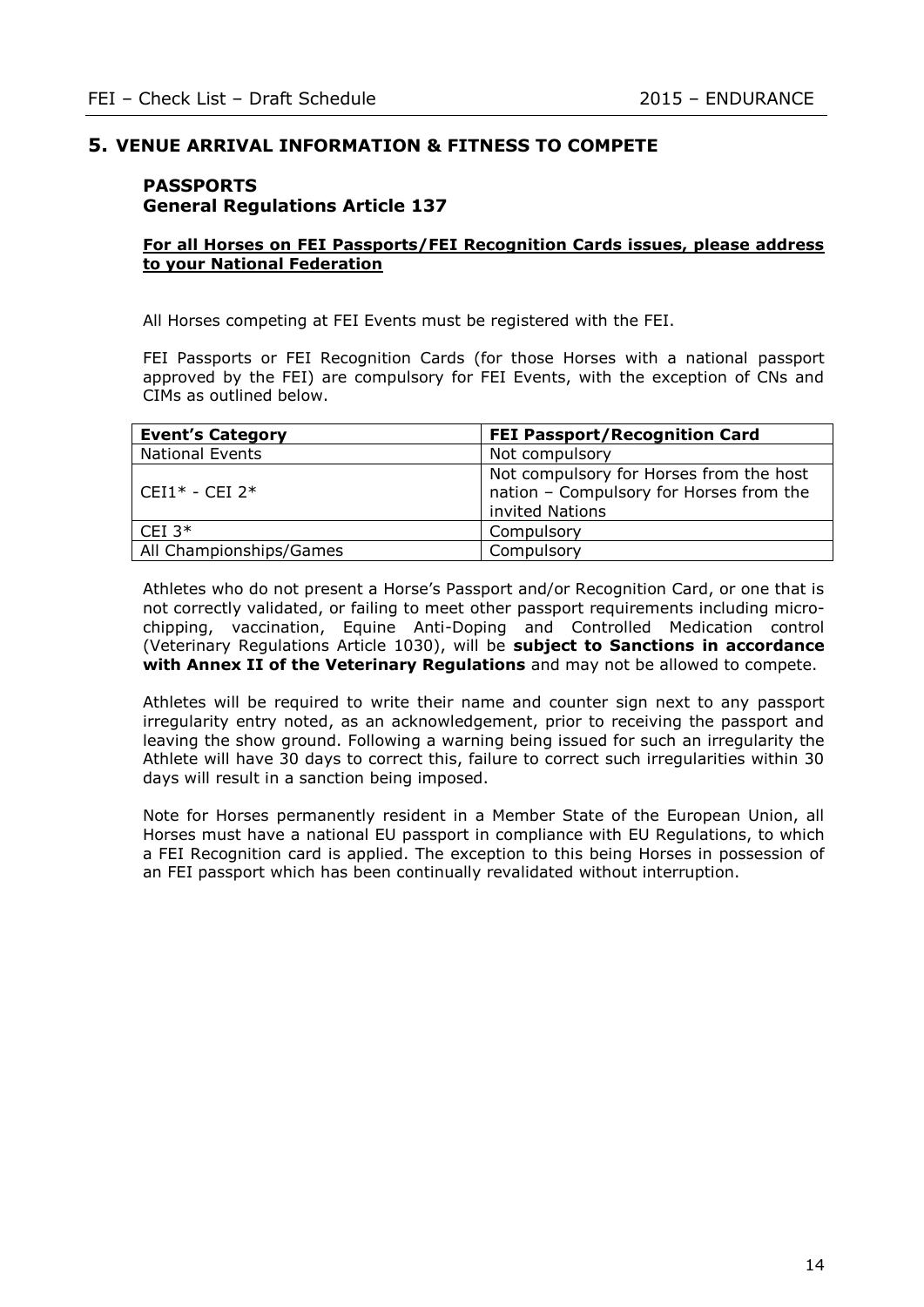## 5. VENUE ARRIVAL INFORMATION & FITNESS TO COMPETE

### PASSPORTS
### General Regulations Article 137

**For all Horses on FEI Passports/FEI Recognition Cards issues, please address to your National Federation**

All Horses competing at FEI Events must be registered with the FEI.

FEI Passports or FEI Recognition Cards (for those Horses with a national passport approved by the FEI) are compulsory for FEI Events, with the exception of CNs and CIMs as outlined below.

| Event's Category | FEI Passport/Recognition Card |
| --- | --- |
| National Events | Not compulsory |
| CEI1* - CEI 2* | Not compulsory for Horses from the host nation – Compulsory for Horses from the invited Nations |
| CEI 3* | Compulsory |
| All Championships/Games | Compulsory |

Athletes who do not present a Horse's Passport and/or Recognition Card, or one that is not correctly validated, or failing to meet other passport requirements including micro-chipping, vaccination, Equine Anti-Doping and Controlled Medication control (Veterinary Regulations Article 1030), will be **subject to Sanctions in accordance with Annex II of the Veterinary Regulations** and may not be allowed to compete.

Athletes will be required to write their name and counter sign next to any passport irregularity entry noted, as an acknowledgement, prior to receiving the passport and leaving the show ground. Following a warning being issued for such an irregularity the Athlete will have 30 days to correct this, failure to correct such irregularities within 30 days will result in a sanction being imposed.

Note for Horses permanently resident in a Member State of the European Union, all Horses must have a national EU passport in compliance with EU Regulations, to which a FEI Recognition card is applied. The exception to this being Horses in possession of an FEI passport which has been continually revalidated without interruption.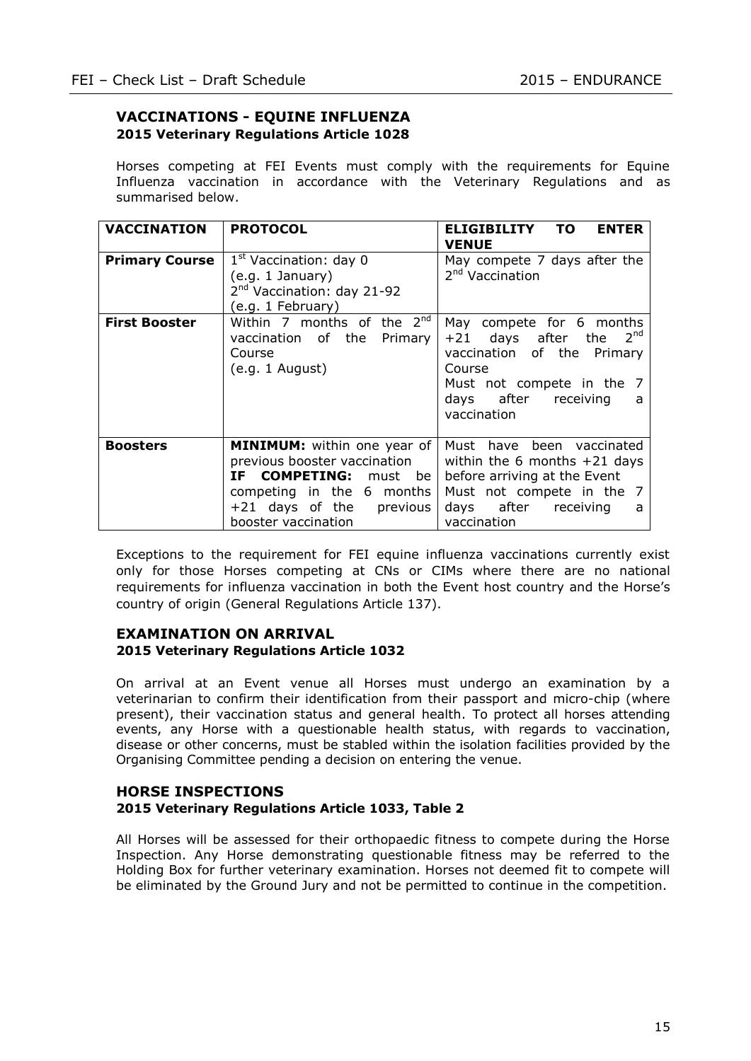## VACCINATIONS - EQUINE INFLUENZA
**2015 Veterinary Regulations Article 1028**

Horses competing at FEI Events must comply with the requirements for Equine Influenza vaccination in accordance with the Veterinary Regulations and as summarised below.

| VACCINATION | PROTOCOL | ELIGIBILITY TO ENTER VENUE |
|---|---|---|
| **Primary Course** | 1st Vaccination: day 0 (e.g. 1 January) 2nd Vaccination: day 21-92 (e.g. 1 February) | May compete 7 days after the 2nd Vaccination |
| **First Booster** | Within 7 months of the 2nd vaccination of the Primary Course (e.g. 1 August) | May compete for 6 months +21 days after the 2nd vaccination of the Primary Course Must not compete in the 7 days after receiving a vaccination |
| **Boosters** | **MINIMUM:** within one year of previous booster vaccination **IF COMPETING:** must be competing in the 6 months +21 days of the previous booster vaccination | Must have been vaccinated within the 6 months +21 days before arriving at the Event Must not compete in the 7 days after receiving a vaccination |

Exceptions to the requirement for FEI equine influenza vaccinations currently exist only for those Horses competing at CNs or CIMs where there are no national requirements for influenza vaccination in both the Event host country and the Horse's country of origin (General Regulations Article 137).

## EXAMINATION ON ARRIVAL
**2015 Veterinary Regulations Article 1032**

On arrival at an Event venue all Horses must undergo an examination by a veterinarian to confirm their identification from their passport and micro-chip (where present), their vaccination status and general health. To protect all horses attending events, any Horse with a questionable health status, with regards to vaccination, disease or other concerns, must be stabled within the isolation facilities provided by the Organising Committee pending a decision on entering the venue.

## HORSE INSPECTIONS
**2015 Veterinary Regulations Article 1033, Table 2**

All Horses will be assessed for their orthopaedic fitness to compete during the Horse Inspection. Any Horse demonstrating questionable fitness may be referred to the Holding Box for further veterinary examination. Horses not deemed fit to compete will be eliminated by the Ground Jury and not be permitted to continue in the competition.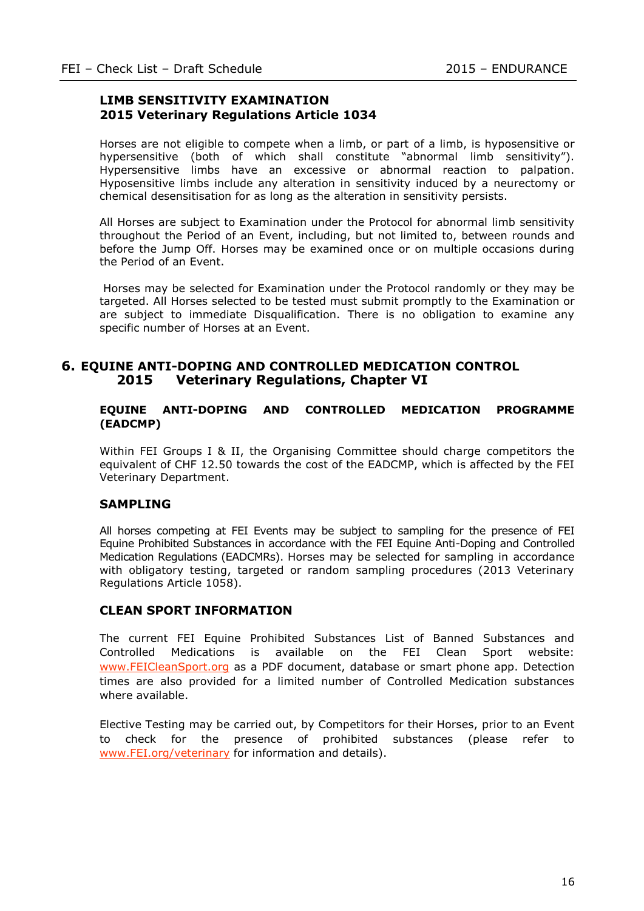**LIMB SENSITIVITY EXAMINATION**
**2015 Veterinary Regulations Article 1034**

Horses are not eligible to compete when a limb, or part of a limb, is hyposensitive or hypersensitive (both of which shall constitute "abnormal limb sensitivity"). Hypersensitive limbs have an excessive or abnormal reaction to palpation. Hyposensitive limbs include any alteration in sensitivity induced by a neurectomy or chemical desensitisation for as long as the alteration in sensitivity persists.

All Horses are subject to Examination under the Protocol for abnormal limb sensitivity throughout the Period of an Event, including, but not limited to, between rounds and before the Jump Off. Horses may be examined once or on multiple occasions during the Period of an Event.

Horses may be selected for Examination under the Protocol randomly or they may be targeted. All Horses selected to be tested must submit promptly to the Examination or are subject to immediate Disqualification. There is no obligation to examine any specific number of Horses at an Event.

## 6. EQUINE ANTI-DOPING AND CONTROLLED MEDICATION CONTROL 2015 Veterinary Regulations, Chapter VI

### EQUINE ANTI-DOPING AND CONTROLLED MEDICATION PROGRAMME (EADCMP)

Within FEI Groups I & II, the Organising Committee should charge competitors the equivalent of CHF 12.50 towards the cost of the EADCMP, which is affected by the FEI Veterinary Department.

### SAMPLING

All horses competing at FEI Events may be subject to sampling for the presence of FEI Equine Prohibited Substances in accordance with the FEI Equine Anti-Doping and Controlled Medication Regulations (EADCMRs). Horses may be selected for sampling in accordance with obligatory testing, targeted or random sampling procedures (2013 Veterinary Regulations Article 1058).

### CLEAN SPORT INFORMATION

The current FEI Equine Prohibited Substances List of Banned Substances and Controlled Medications is available on the FEI Clean Sport website: www.FEICleanSport.org as a PDF document, database or smart phone app. Detection times are also provided for a limited number of Controlled Medication substances where available.

Elective Testing may be carried out, by Competitors for their Horses, prior to an Event to check for the presence of prohibited substances (please refer to www.FEI.org/veterinary for information and details).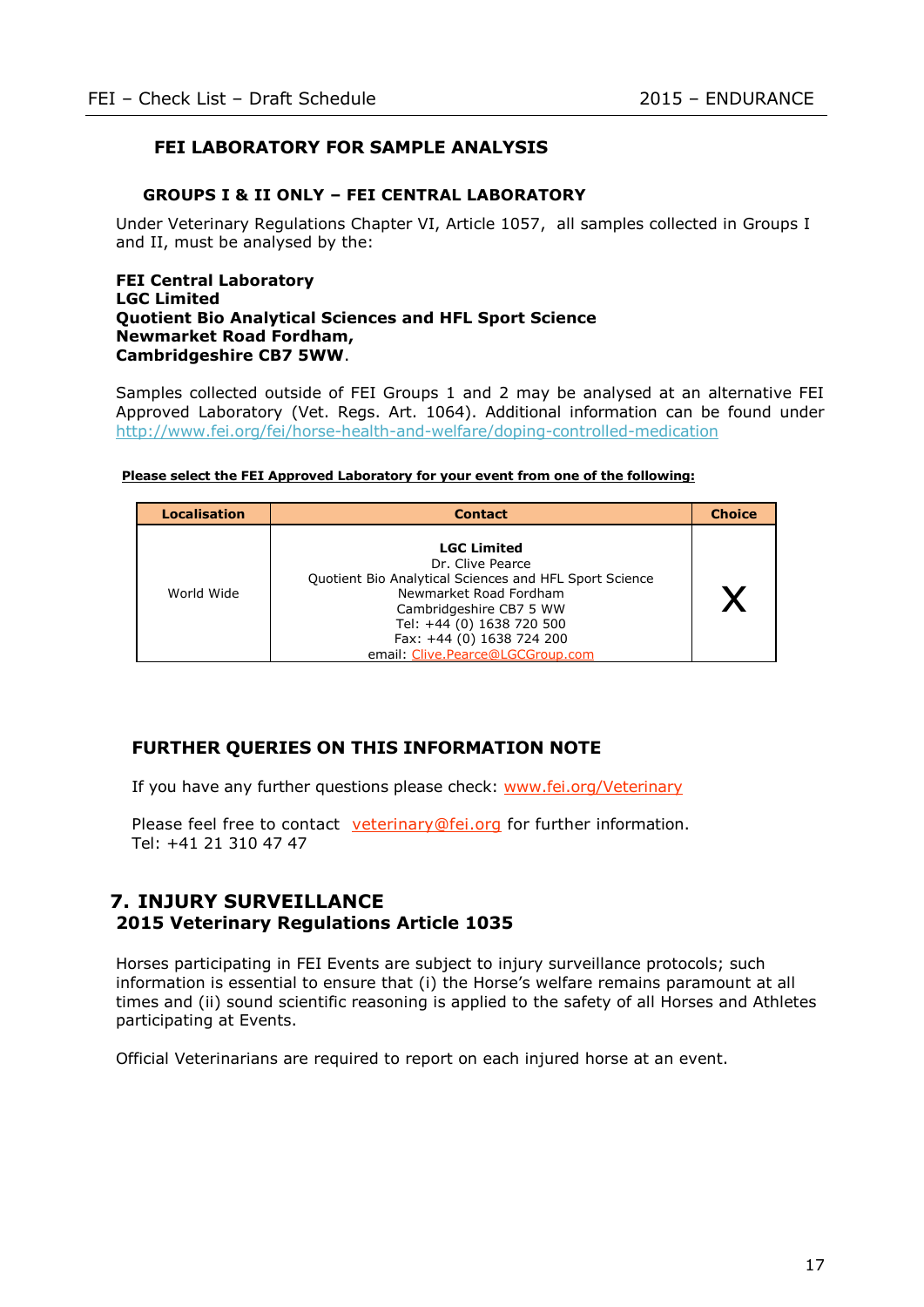## FEI LABORATORY FOR SAMPLE ANALYSIS

### GROUPS I & II ONLY – FEI CENTRAL LABORATORY

Under Veterinary Regulations Chapter VI, Article 1057, all samples collected in Groups I and II, must be analysed by the:

**FEI Central Laboratory**
**LGC Limited**
**Quotient Bio Analytical Sciences and HFL Sport Science**
**Newmarket Road Fordham,**
**Cambridgeshire CB7 5WW**.

Samples collected outside of FEI Groups 1 and 2 may be analysed at an alternative FEI Approved Laboratory (Vet. Regs. Art. 1064). Additional information can be found under http://www.fei.org/fei/horse-health-and-welfare/doping-controlled-medication

**Please select the FEI Approved Laboratory for your event from one of the following:**

| Localisation | Contact | Choice |
|---|---|---|
| World Wide | **LGC Limited**<br>Dr. Clive Pearce<br>Quotient Bio Analytical Sciences and HFL Sport Science<br>Newmarket Road Fordham<br>Cambridgeshire CB7 5 WW<br>Tel: +44 (0) 1638 720 500<br>Fax: +44 (0) 1638 724 200<br>email: Clive.Pearce@LGCGroup.com | X |

## FURTHER QUERIES ON THIS INFORMATION NOTE

If you have any further questions please check: www.fei.org/Veterinary

Please feel free to contact veterinary@fei.org for further information.
Tel: +41 21 310 47 47

## 7. INJURY SURVEILLANCE
### 2015 Veterinary Regulations Article 1035

Horses participating in FEI Events are subject to injury surveillance protocols; such information is essential to ensure that (i) the Horse's welfare remains paramount at all times and (ii) sound scientific reasoning is applied to the safety of all Horses and Athletes participating at Events.

Official Veterinarians are required to report on each injured horse at an event.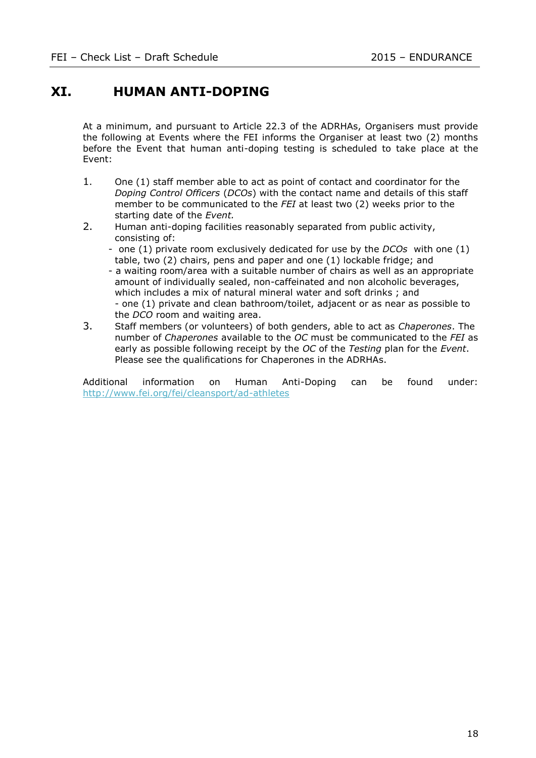# XI. HUMAN ANTI-DOPING

At a minimum, and pursuant to Article 22.3 of the ADRHAs, Organisers must provide the following at Events where the FEI informs the Organiser at least two (2) months before the Event that human anti-doping testing is scheduled to take place at the Event:

1. One (1) staff member able to act as point of contact and coordinator for the *Doping Control Officers* (*DCOs*) with the contact name and details of this staff member to be communicated to the *FEI* at least two (2) weeks prior to the starting date of the *Event.*
2. Human anti-doping facilities reasonably separated from public activity, consisting of:
   - one (1) private room exclusively dedicated for use by the *DCOs* with one (1) table, two (2) chairs, pens and paper and one (1) lockable fridge; and
   - a waiting room/area with a suitable number of chairs as well as an appropriate amount of individually sealed, non-caffeinated and non alcoholic beverages, which includes a mix of natural mineral water and soft drinks ; and
   - one (1) private and clean bathroom/toilet, adjacent or as near as possible to the *DCO* room and waiting area.
3. Staff members (or volunteers) of both genders, able to act as *Chaperones*. The number of *Chaperones* available to the *OC* must be communicated to the *FEI* as early as possible following receipt by the *OC* of the *Testing* plan for the *Event*. Please see the qualifications for Chaperones in the ADRHAs.

Additional information on Human Anti-Doping can be found under: http://www.fei.org/fei/cleansport/ad-athletes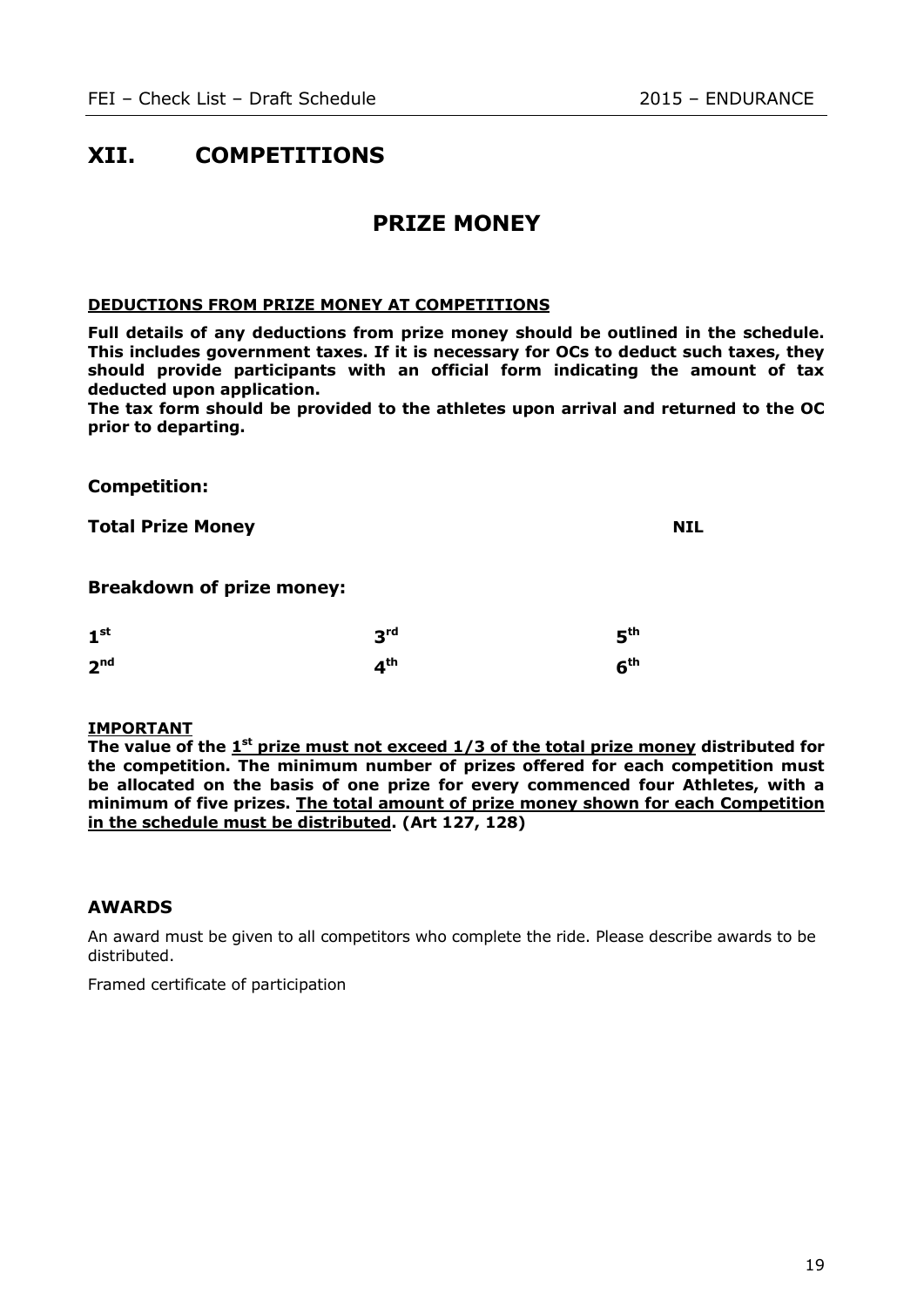# XII. COMPETITIONS

## PRIZE MONEY

**DEDUCTIONS FROM PRIZE MONEY AT COMPETITIONS**

**Full details of any deductions from prize money should be outlined in the schedule. This includes government taxes. If it is necessary for OCs to deduct such taxes, they should provide participants with an official form indicating the amount of tax deducted upon application.**
**The tax form should be provided to the athletes upon arrival and returned to the OC prior to departing.**

**Competition:**

**Total Prize Money** **NIL**

**Breakdown of prize money:**

| | | |
|---|---|---|
| **1st** | **3rd** | **5th** |
| **2nd** | **4th** | **6th** |

**IMPORTANT**
**The value of the 1st prize must not exceed 1/3 of the total prize money distributed for the competition. The minimum number of prizes offered for each competition must be allocated on the basis of one prize for every commenced four Athletes, with a minimum of five prizes. The total amount of prize money shown for each Competition in the schedule must be distributed. (Art 127, 128)**

### AWARDS

An award must be given to all competitors who complete the ride. Please describe awards to be distributed.

Framed certificate of participation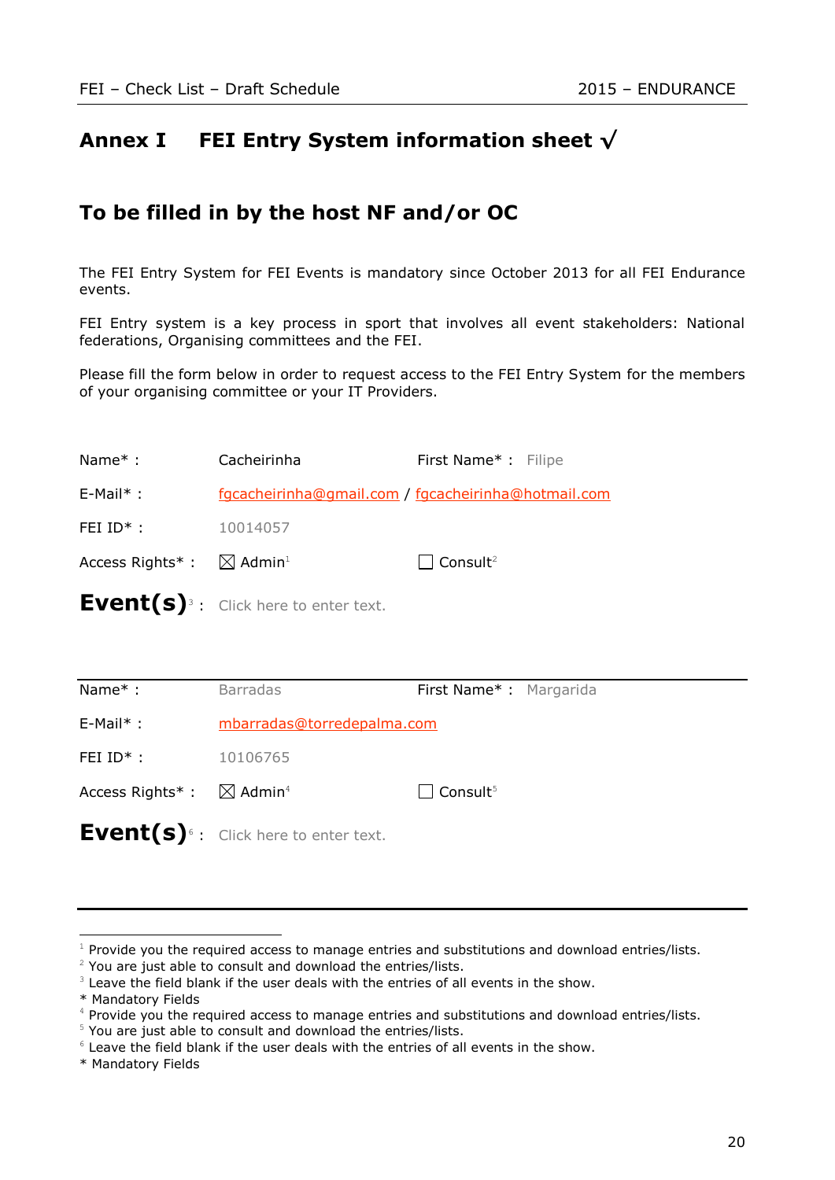# Annex I FEI Entry System information sheet √

## To be filled in by the host NF and/or OC

The FEI Entry System for FEI Events is mandatory since October 2013 for all FEI Endurance events.

FEI Entry system is a key process in sport that involves all event stakeholders: National federations, Organising committees and the FEI.

Please fill the form below in order to request access to the FEI Entry System for the members of your organising committee or your IT Providers.

Name* : Cacheirinha First Name* : Filipe

E-Mail* : fgcacheirinha@gmail.com / fgcacheirinha@hotmail.com

FEI ID* : 10014057

Access Rights* : ☒ Admin[1] ☐ Consult[2]

**Event(s)**[3] : Click here to enter text.

---

Name* : Barradas First Name* : Margarida

E-Mail* : mbarradas@torredepalma.com

FEI ID* : 10106765

Access Rights* : ☒ Admin[4] ☐ Consult[5]

**Event(s)**[6] : Click here to enter text.

---

[1] Provide you the required access to manage entries and substitutions and download entries/lists.
[2] You are just able to consult and download the entries/lists.
[3] Leave the field blank if the user deals with the entries of all events in the show.
* Mandatory Fields
[4] Provide you the required access to manage entries and substitutions and download entries/lists.
[5] You are just able to consult and download the entries/lists.
[6] Leave the field blank if the user deals with the entries of all events in the show.
* Mandatory Fields